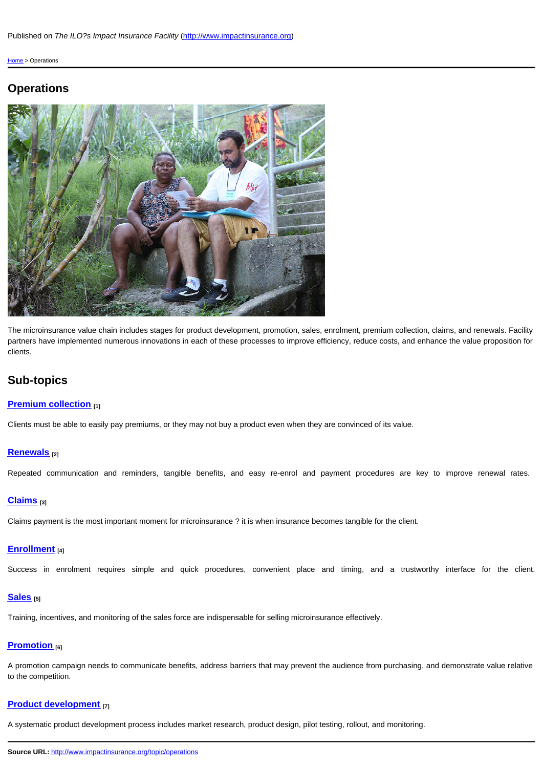Published on *The ILO?s Impact Insurance Facility* (http://www.impactinsurance.org)

Home > Operations

## Operations

The microinsurance value chain includes stages for product development, promotion, sales, enrolment, premium collection, claims, and renewals. Facility partners have implemented numerous innovations in each of these processes to improve efficiency, reduce costs, and enhance the value proposition for clients.

## Sub-topics

### Premium collection [1]

Clients must be able to easily pay premiums, or they may not buy a product even when they are convinced of its value.

### Renewals [2]

Repeated communication and reminders, tangible benefits, and easy re-enrol and payment procedures are key to improve renewal rates.

### Claims [3]

Claims payment is the most important moment for microinsurance ? it is when insurance becomes tangible for the client.

### Enrollment [4]

Success in enrolment requires simple and quick procedures, convenient place and timing, and a trustworthy interface for the client.

### Sales [5]

Training, incentives, and monitoring of the sales force are indispensable for selling microinsurance effectively.

### Promotion [6]

A promotion campaign needs to communicate benefits, address barriers that may prevent the audience from purchasing, and demonstrate value relative to the competition.

### Product development [7]

A systematic product development process includes market research, product design, pilot testing, rollout, and monitoring.

**Source URL:** http://www.impactinsurance.org/topic/operations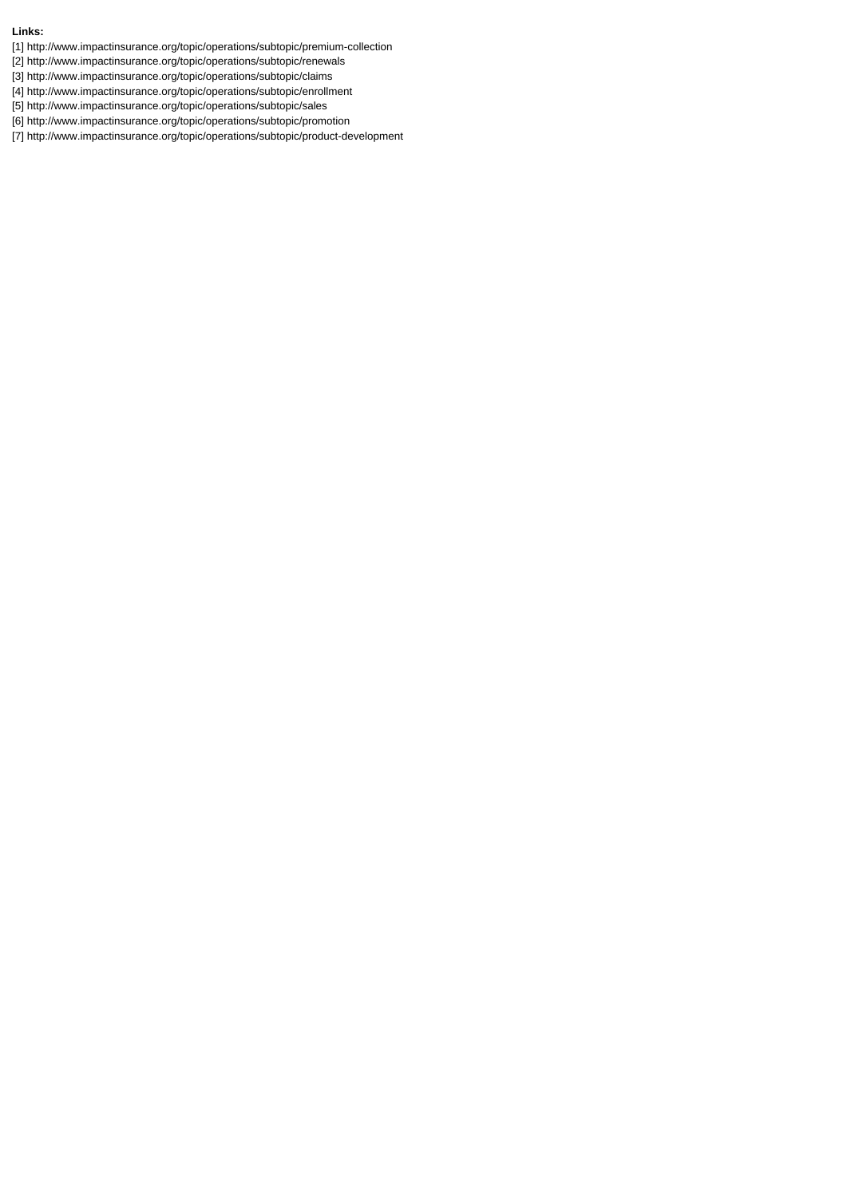**Links:**

[1] http://www.impactinsurance.org/topic/operations/subtopic/premium-collection
[2] http://www.impactinsurance.org/topic/operations/subtopic/renewals
[3] http://www.impactinsurance.org/topic/operations/subtopic/claims
[4] http://www.impactinsurance.org/topic/operations/subtopic/enrollment
[5] http://www.impactinsurance.org/topic/operations/subtopic/sales
[6] http://www.impactinsurance.org/topic/operations/subtopic/promotion
[7] http://www.impactinsurance.org/topic/operations/subtopic/product-development